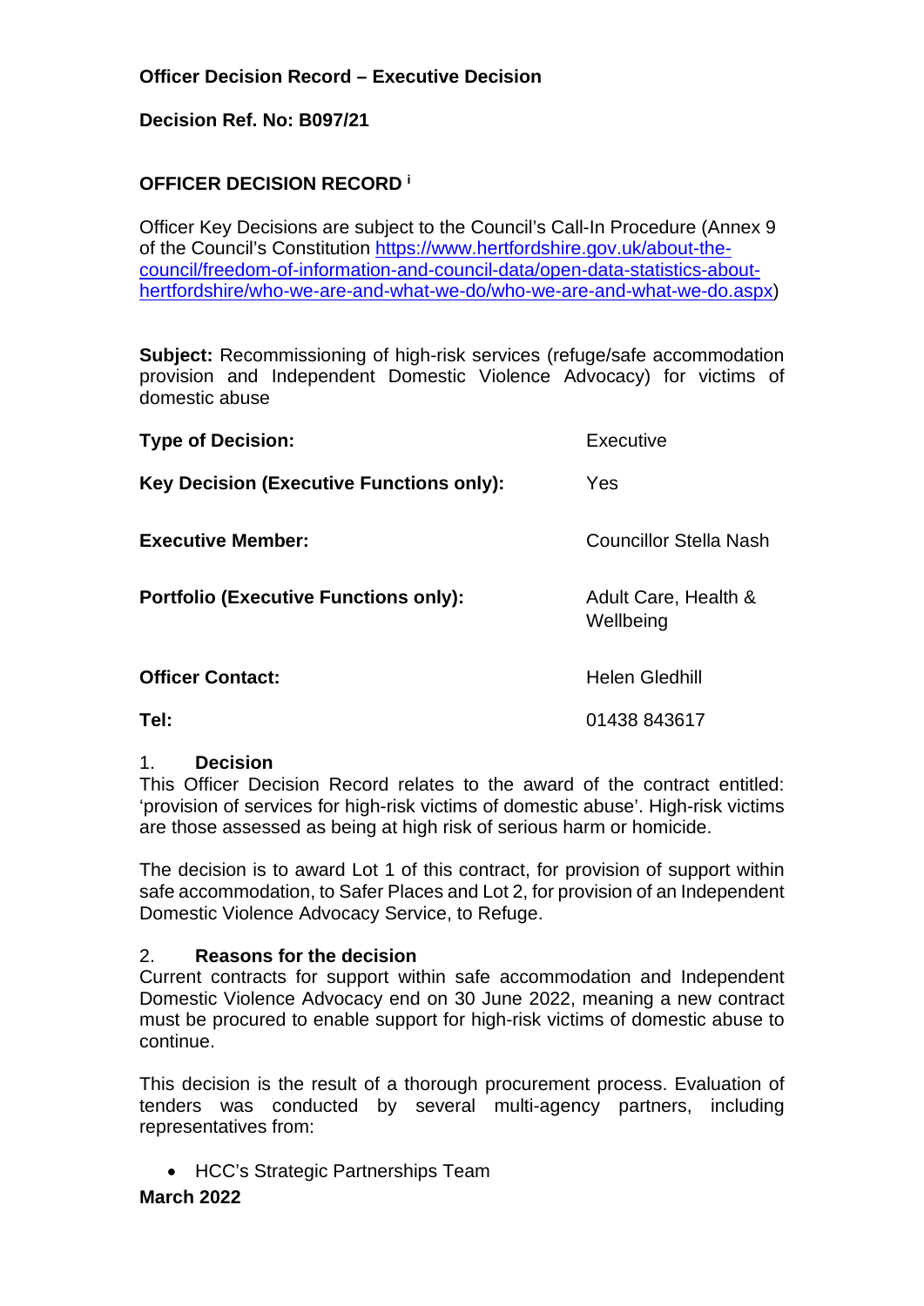**Officer Decision Record – Executive Decision**

**Decision Ref. No: B097/21**

**OFFICER DECISION RECORD [i]**

Officer Key Decisions are subject to the Council's Call-In Procedure (Annex 9 of the Council's Constitution [https://www.hertfordshire.gov.uk/about-the-council/freedom-of-information-and-council-data/open-data-statistics-about-hertfordshire/who-we-are-and-what-we-do/who-we-are-and-what-we-do.aspx](https://www.hertfordshire.gov.uk/about-the-council/freedom-of-information-and-council-data/open-data-statistics-about-hertfordshire/who-we-are-and-what-we-do/who-we-are-and-what-we-do.aspx))

**Subject:** Recommissioning of high-risk services (refuge/safe accommodation provision and Independent Domestic Violence Advocacy) for victims of domestic abuse

| | |
|---|---|
| **Type of Decision:** | Executive |
| **Key Decision (Executive Functions only):** | Yes |
| **Executive Member:** | Councillor Stella Nash |
| **Portfolio (Executive Functions only):** | Adult Care, Health & Wellbeing |
| **Officer Contact:** | Helen Gledhill |
| **Tel:** | 01438 843617 |

1. **Decision**

This Officer Decision Record relates to the award of the contract entitled: 'provision of services for high-risk victims of domestic abuse'. High-risk victims are those assessed as being at high risk of serious harm or homicide.

The decision is to award Lot 1 of this contract, for provision of support within safe accommodation, to Safer Places and Lot 2, for provision of an Independent Domestic Violence Advocacy Service, to Refuge.

2. **Reasons for the decision**

Current contracts for support within safe accommodation and Independent Domestic Violence Advocacy end on 30 June 2022, meaning a new contract must be procured to enable support for high-risk victims of domestic abuse to continue.

This decision is the result of a thorough procurement process. Evaluation of tenders was conducted by several multi-agency partners, including representatives from:

- HCC's Strategic Partnerships Team

**March 2022**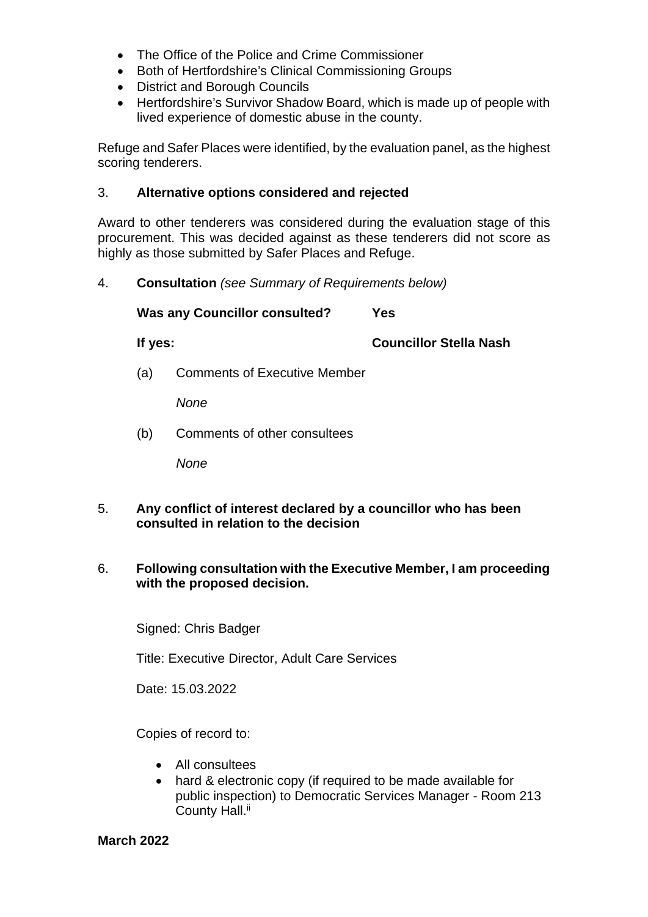- The Office of the Police and Crime Commissioner
- Both of Hertfordshire's Clinical Commissioning Groups
- District and Borough Councils
- Hertfordshire's Survivor Shadow Board, which is made up of people with lived experience of domestic abuse in the county.

Refuge and Safer Places were identified, by the evaluation panel, as the highest scoring tenderers.

3. **Alternative options considered and rejected**

Award to other tenderers was considered during the evaluation stage of this procurement. This was decided against as these tenderers did not score as highly as those submitted by Safer Places and Refuge.

4. **Consultation** *(see Summary of Requirements below)*

**Was any Councillor consulted?** **Yes**

**If yes:** **Councillor Stella Nash**

(a) Comments of Executive Member

*None*

(b) Comments of other consultees

*None*

5. **Any conflict of interest declared by a councillor who has been consulted in relation to the decision**

6. **Following consultation with the Executive Member, I am proceeding with the proposed decision.**

Signed: Chris Badger

Title: Executive Director, Adult Care Services

Date: 15.03.2022

Copies of record to:

- All consultees
- hard & electronic copy (if required to be made available for public inspection) to Democratic Services Manager - Room 213 County Hall.[ii]

**March 2022**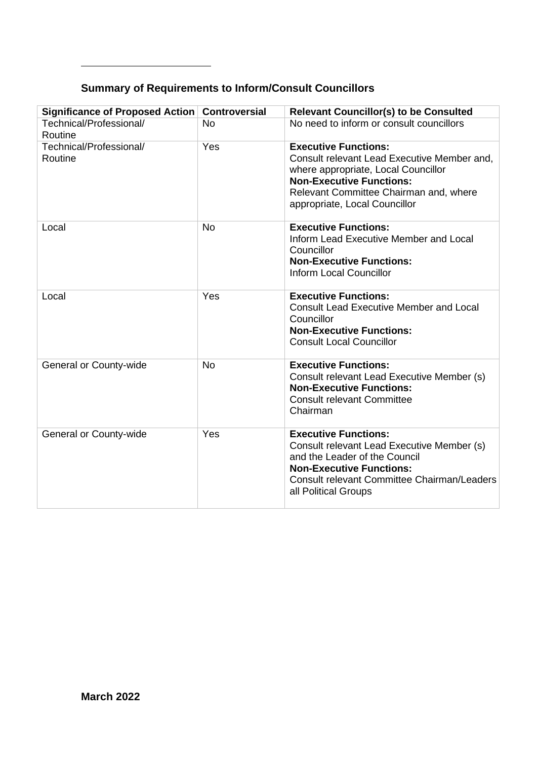## Summary of Requirements to Inform/Consult Councillors

| Significance of Proposed Action | Controversial | Relevant Councillor(s) to be Consulted |
|---|---|---|
| Technical/Professional/ Routine | No | No need to inform or consult councillors |
| Technical/Professional/ Routine | Yes | **Executive Functions:** Consult relevant Lead Executive Member and, where appropriate, Local Councillor **Non-Executive Functions:** Relevant Committee Chairman and, where appropriate, Local Councillor |
| Local | No | **Executive Functions:** Inform Lead Executive Member and Local Councillor **Non-Executive Functions:** Inform Local Councillor |
| Local | Yes | **Executive Functions:** Consult Lead Executive Member and Local Councillor **Non-Executive Functions:** Consult Local Councillor |
| General or County-wide | No | **Executive Functions:** Consult relevant Lead Executive Member (s) **Non-Executive Functions:** Consult relevant Committee Chairman |
| General or County-wide | Yes | **Executive Functions:** Consult relevant Lead Executive Member (s) and the Leader of the Council **Non-Executive Functions:** Consult relevant Committee Chairman/Leaders all Political Groups |

**March 2022**